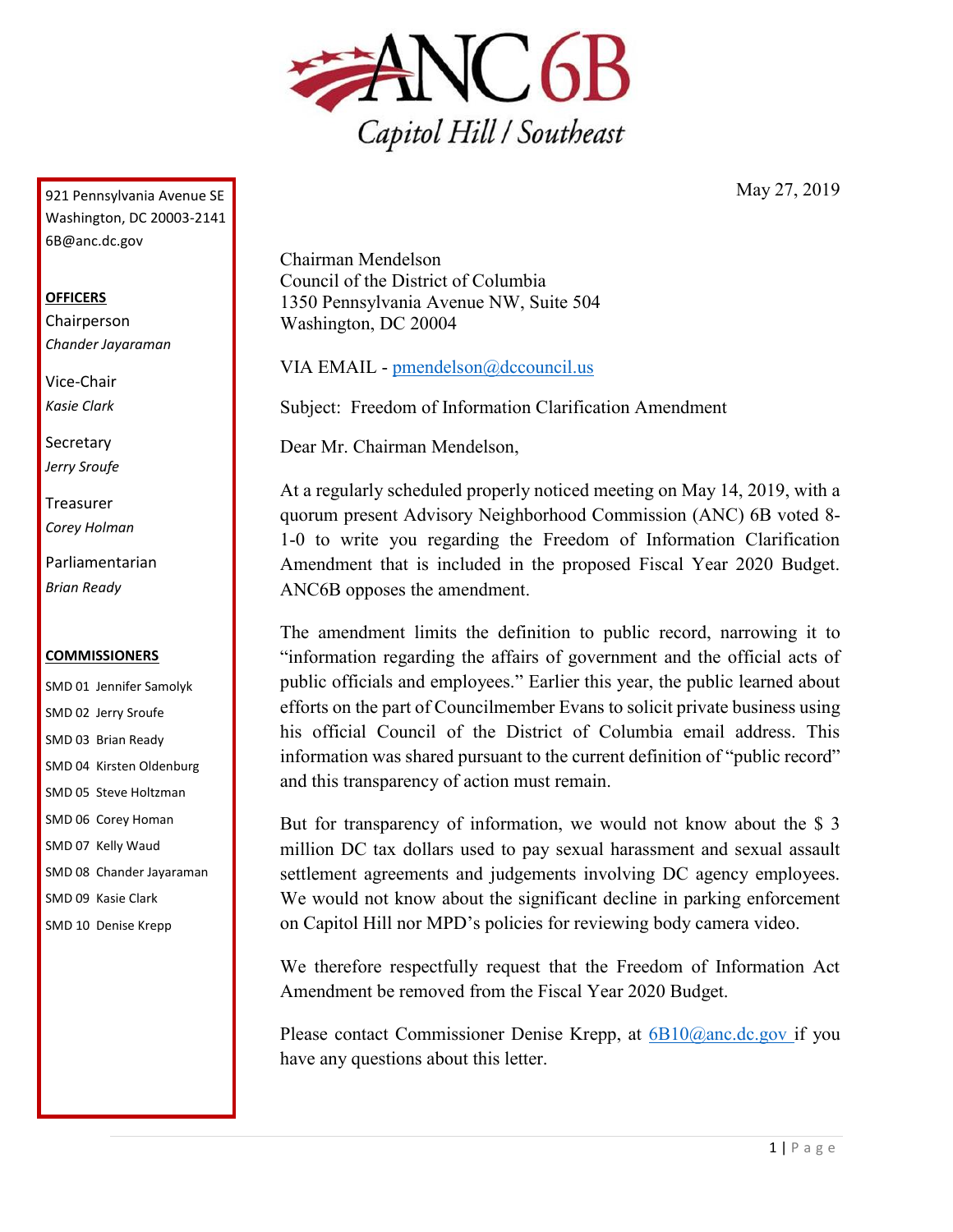# ANC 6B

*Capitol Hill / Southeast*

921 Pennsylvania Avenue SE
Washington, DC 20003-2141
6B@anc.dc.gov

**OFFICERS**

Chairperson
*Chander Jayaraman*

Vice-Chair
*Kasie Clark*

Secretary
*Jerry Sroufe*

Treasurer
*Corey Holman*

Parliamentarian
*Brian Ready*

**COMMISSIONERS**

SMD 01 Jennifer Samolyk
SMD 02 Jerry Sroufe
SMD 03 Brian Ready
SMD 04 Kirsten Oldenburg
SMD 05 Steve Holtzman
SMD 06 Corey Homan
SMD 07 Kelly Waud
SMD 08 Chander Jayaraman
SMD 09 Kasie Clark
SMD 10 Denise Krepp

May 27, 2019

Chairman Mendelson
Council of the District of Columbia
1350 Pennsylvania Avenue NW, Suite 504
Washington, DC 20004

VIA EMAIL - pmendelson@dccouncil.us

Subject: Freedom of Information Clarification Amendment

Dear Mr. Chairman Mendelson,

At a regularly scheduled properly noticed meeting on May 14, 2019, with a quorum present Advisory Neighborhood Commission (ANC) 6B voted 8-1-0 to write you regarding the Freedom of Information Clarification Amendment that is included in the proposed Fiscal Year 2020 Budget. ANC6B opposes the amendment.

The amendment limits the definition to public record, narrowing it to "information regarding the affairs of government and the official acts of public officials and employees." Earlier this year, the public learned about efforts on the part of Councilmember Evans to solicit private business using his official Council of the District of Columbia email address. This information was shared pursuant to the current definition of "public record" and this transparency of action must remain.

But for transparency of information, we would not know about the $ 3 million DC tax dollars used to pay sexual harassment and sexual assault settlement agreements and judgements involving DC agency employees. We would not know about the significant decline in parking enforcement on Capitol Hill nor MPD's policies for reviewing body camera video.

We therefore respectfully request that the Freedom of Information Act Amendment be removed from the Fiscal Year 2020 Budget.

Please contact Commissioner Denise Krepp, at 6B10@anc.dc.gov if you have any questions about this letter.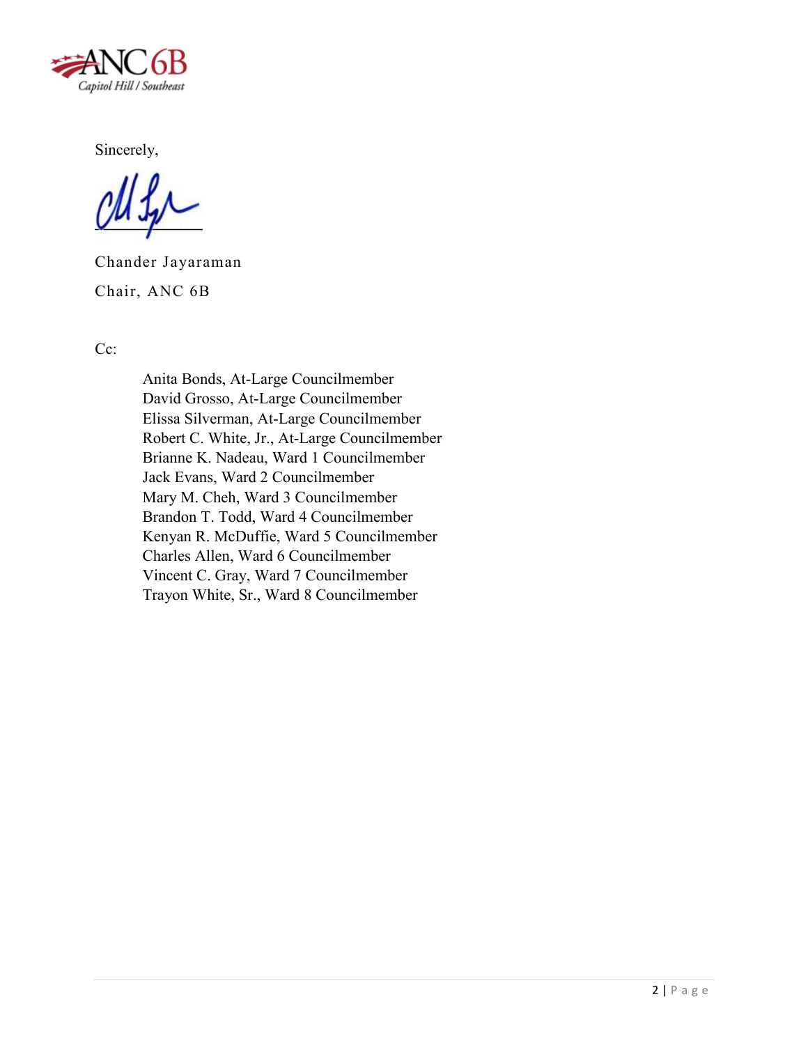Sincerely,

Chander Jayaraman

Chair, ANC 6B

Cc:

Anita Bonds, At-Large Councilmember
David Grosso, At-Large Councilmember
Elissa Silverman, At-Large Councilmember
Robert C. White, Jr., At-Large Councilmember
Brianne K. Nadeau, Ward 1 Councilmember
Jack Evans, Ward 2 Councilmember
Mary M. Cheh, Ward 3 Councilmember
Brandon T. Todd, Ward 4 Councilmember
Kenyan R. McDuffie, Ward 5 Councilmember
Charles Allen, Ward 6 Councilmember
Vincent C. Gray, Ward 7 Councilmember
Trayon White, Sr., Ward 8 Councilmember